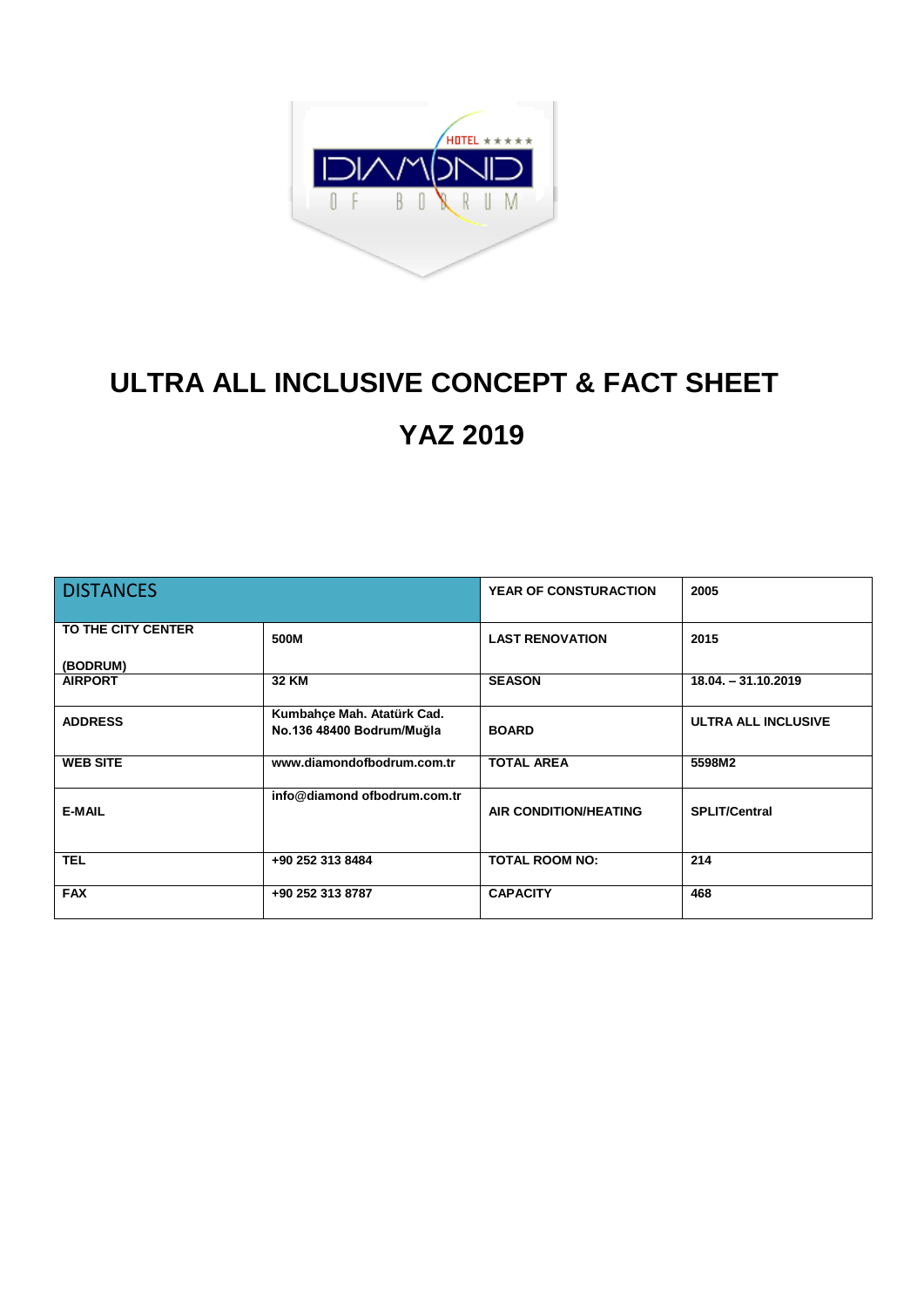# ULTRA ALL INCLUSIVE CONCEPT & FACT SHEET

# YAZ 2019

| DISTANCES | | YEAR OF CONSTURACTION | 2005 |
|---|---|---|---|
| **TO THE CITY CENTER (BODRUM)** | **500M** | **LAST RENOVATION** | **2015** |
| **AIRPORT** | **32 KM** | **SEASON** | **18.04. – 31.10.2019** |
| **ADDRESS** | **Kumbahçe Mah. Atatürk Cad. No.136 48400 Bodrum/Muğla** | **BOARD** | **ULTRA ALL INCLUSIVE** |
| **WEB SITE** | **www.diamondofbodrum.com.tr** | **TOTAL AREA** | **5598M2** |
| **E-MAIL** | **info@diamond ofbodrum.com.tr** | **AIR CONDITION/HEATING** | **SPLIT/Central** |
| **TEL** | **+90 252 313 8484** | **TOTAL ROOM NO:** | **214** |
| **FAX** | **+90 252 313 8787** | **CAPACITY** | **468** |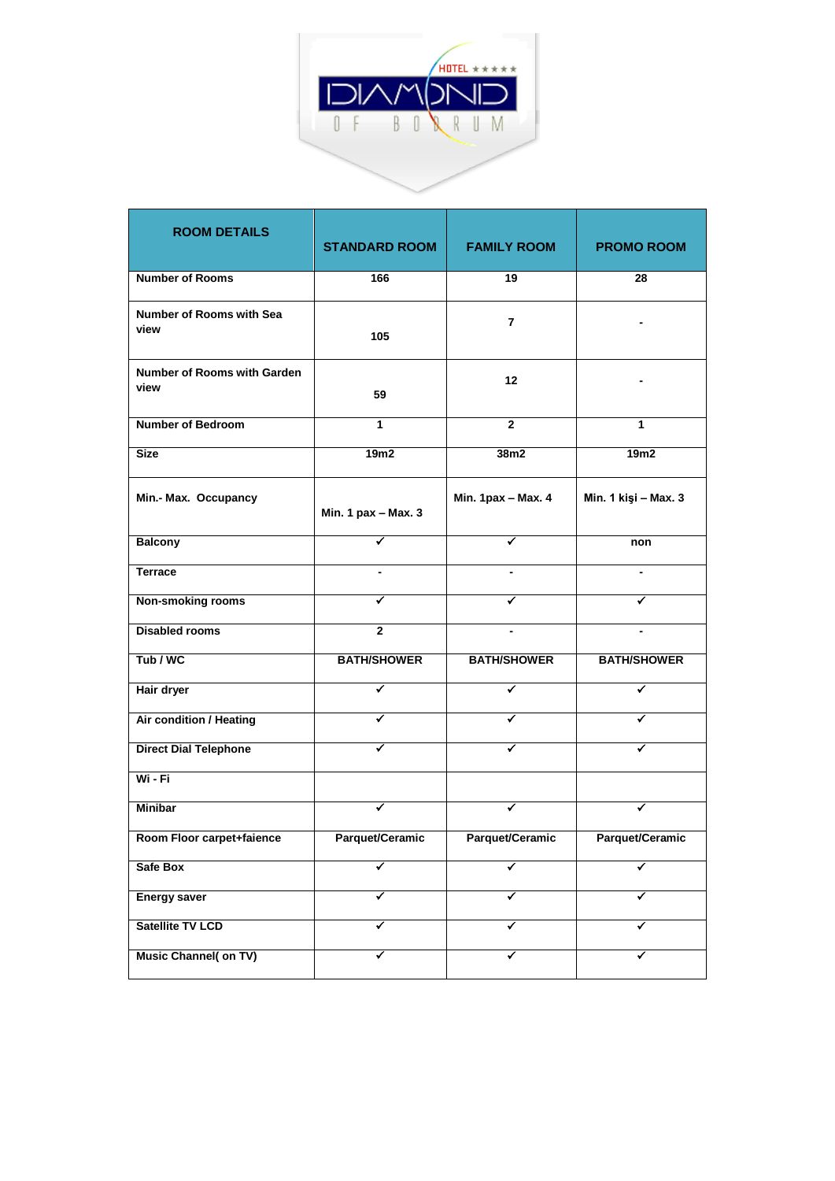| ROOM DETAILS | STANDARD ROOM | FAMILY ROOM | PROMO ROOM |
|---|---|---|---|
| Number of Rooms | 166 | 19 | 28 |
| Number of Rooms with Sea view | 105 | 7 | - |
| Number of Rooms with Garden view | 59 | 12 | - |
| Number of Bedroom | 1 | 2 | 1 |
| Size | 19m2 | 38m2 | 19m2 |
| Min.- Max. Occupancy | Min. 1 pax – Max. 3 | Min. 1pax – Max. 4 | Min. 1 kişi – Max. 3 |
| Balcony | ✓ | ✓ | non |
| Terrace | - | - | - |
| Non-smoking rooms | ✓ | ✓ | ✓ |
| Disabled rooms | 2 | - | - |
| Tub / WC | BATH/SHOWER | BATH/SHOWER | BATH/SHOWER |
| Hair dryer | ✓ | ✓ | ✓ |
| Air condition / Heating | ✓ | ✓ | ✓ |
| Direct Dial Telephone | ✓ | ✓ | ✓ |
| Wi - Fi | | | |
| Minibar | ✓ | ✓ | ✓ |
| Room Floor carpet+faience | Parquet/Ceramic | Parquet/Ceramic | Parquet/Ceramic |
| Safe Box | ✓ | ✓ | ✓ |
| Energy saver | ✓ | ✓ | ✓ |
| Satellite TV LCD | ✓ | ✓ | ✓ |
| Music Channel( on TV) | ✓ | ✓ | ✓ |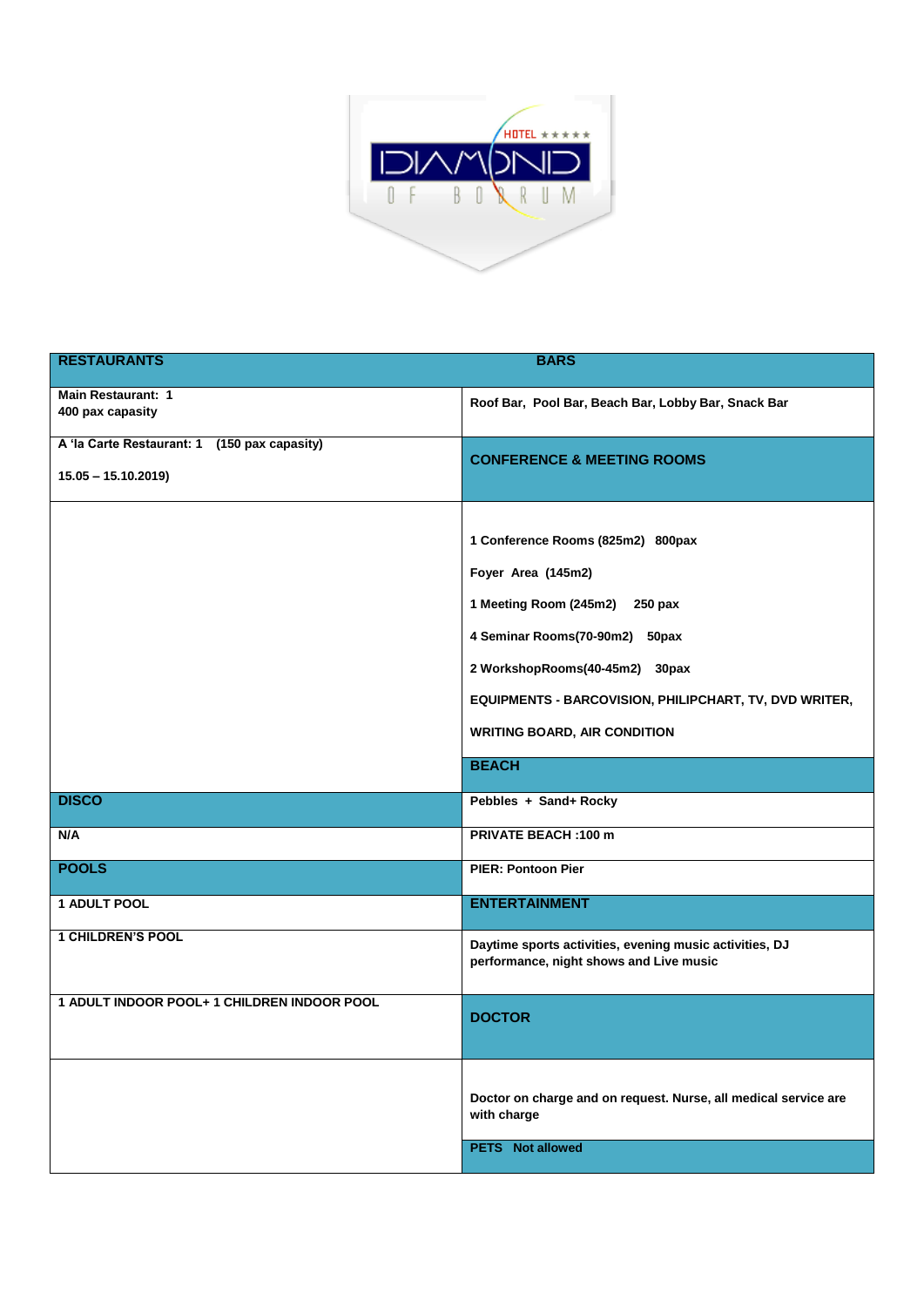| RESTAURANTS | BARS |
|---|---|
| **Main Restaurant: 1**<br>**400 pax capasity** | **Roof Bar, Pool Bar, Beach Bar, Lobby Bar, Snack Bar** |
| **A 'la Carte Restaurant: 1 (150 pax capasity)**<br>**15.05 – 15.10.2019)** | **CONFERENCE & MEETING ROOMS** |
| | **1 Conference Rooms (825m2) 800pax**<br>**Foyer Area (145m2)**<br>**1 Meeting Room (245m2) 250 pax**<br>**4 Seminar Rooms(70-90m2) 50pax**<br>**2 WorkshopRooms(40-45m2) 30pax**<br>**EQUIPMENTS - BARCOVISION, PHILIPCHART, TV, DVD WRITER, WRITING BOARD, AIR CONDITION** |
| | **BEACH** |
| **DISCO** | **Pebbles + Sand+ Rocky** |
| **N/A** | **PRIVATE BEACH :100 m** |
| **POOLS** | **PIER: Pontoon Pier** |
| **1 ADULT POOL** | **ENTERTAINMENT** |
| **1 CHILDREN'S POOL** | **Daytime sports activities, evening music activities, DJ performance, night shows and Live music** |
| **1 ADULT INDOOR POOL+ 1 CHILDREN INDOOR POOL** | **DOCTOR** |
| | **Doctor on charge and on request. Nurse, all medical service are with charge** |
| | **PETS Not allowed** |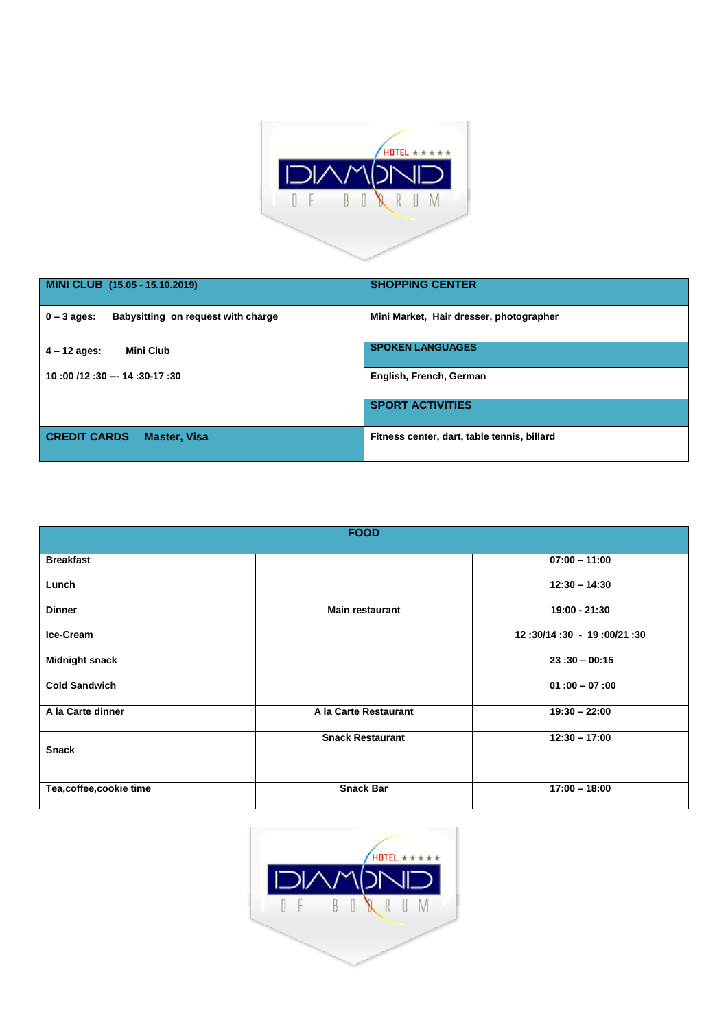| MINI CLUB (15.05 - 15.10.2019) | SHOPPING CENTER |
|---|---|
| 0 – 3 ages: Babysitting on request with charge | Mini Market, Hair dresser, photographer |
| 4 – 12 ages: Mini Club<br>10 :00 /12 :30 --- 14 :30-17 :30 | SPOKEN LANGUAGES |
| | English, French, German |
| | SPORT ACTIVITIES |
| CREDIT CARDS Master, Visa | Fitness center, dart, table tennis, billard |

| FOOD | | |
|---|---|---|
| Breakfast | Main restaurant | 07:00 – 11:00 |
| Lunch | | 12:30 – 14:30 |
| Dinner | | 19:00 - 21:30 |
| Ice-Cream | | 12 :30/14 :30 - 19 :00/21 :30 |
| Midnight snack | | 23 :30 – 00:15 |
| Cold Sandwich | | 01 :00 – 07 :00 |
| A la Carte dinner | A la Carte Restaurant | 19:30 – 22:00 |
| Snack | Snack Restaurant | 12:30 – 17:00 |
| Tea,coffee,cookie time | Snack Bar | 17:00 – 18:00 |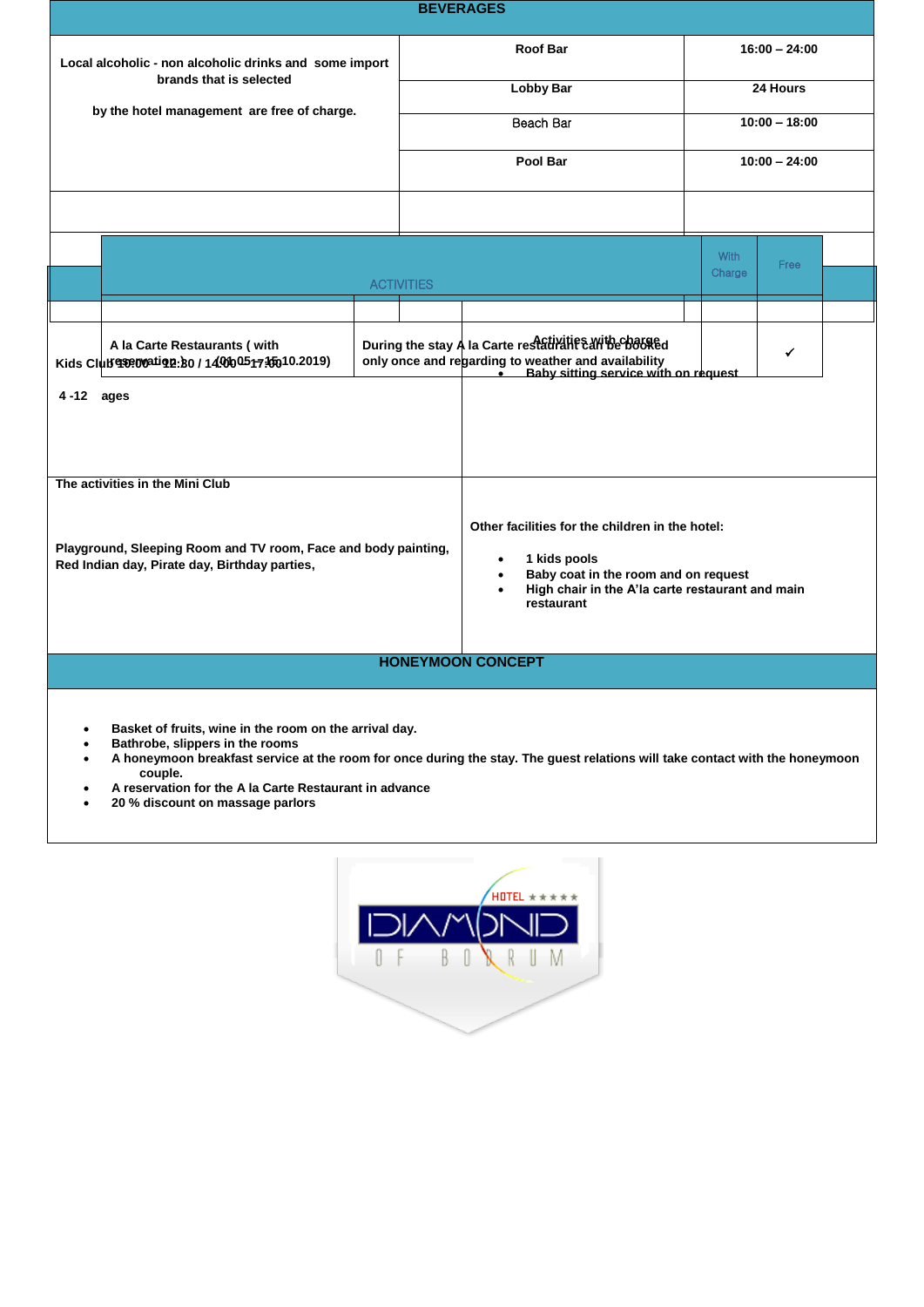## BEVERAGES

| Local alcoholic - non alcoholic drinks and some import brands that is selected by the hotel management are free of charge. | Roof Bar | 16:00 – 24:00 |
|---|---|---|
| | Lobby Bar | 24 Hours |
| | Beach Bar | 10:00 – 18:00 |
| | Pool Bar | 10:00 – 24:00 |

## ACTIVITIES

| ACTIVITIES | | With Charge | Free |
|---|---|---|---|
| A la Carte Restaurants ( with reservation ) | During the stay A la Carte restaurant can be booked only once and regarding to weather and availability | | ✓ |

| Kids Club 10:00 – 12:30 / 14:00 – 17:00 (01.05 – 15.10.2019) 4 -12 ages | Activities with charge<br>• Baby sitting service with on request |
|---|---|
| The activities in the Mini Club<br><br>Playground, Sleeping Room and TV room, Face and body painting, Red Indian day, Pirate day, Birthday parties, | Other facilities for the children in the hotel:<br>• 1 kids pools<br>• Baby coat in the room and on request<br>• High chair in the A'la carte restaurant and main restaurant |

## HONEYMOON CONCEPT

- Basket of fruits, wine in the room on the arrival day.
- Bathrobe, slippers in the rooms
- A honeymoon breakfast service at the room for once during the stay. The guest relations will take contact with the honeymoon couple.
- A reservation for the A la Carte Restaurant in advance
- 20 % discount on massage parlors

HOTEL ★★★★★ DIAMOND OF BODRUM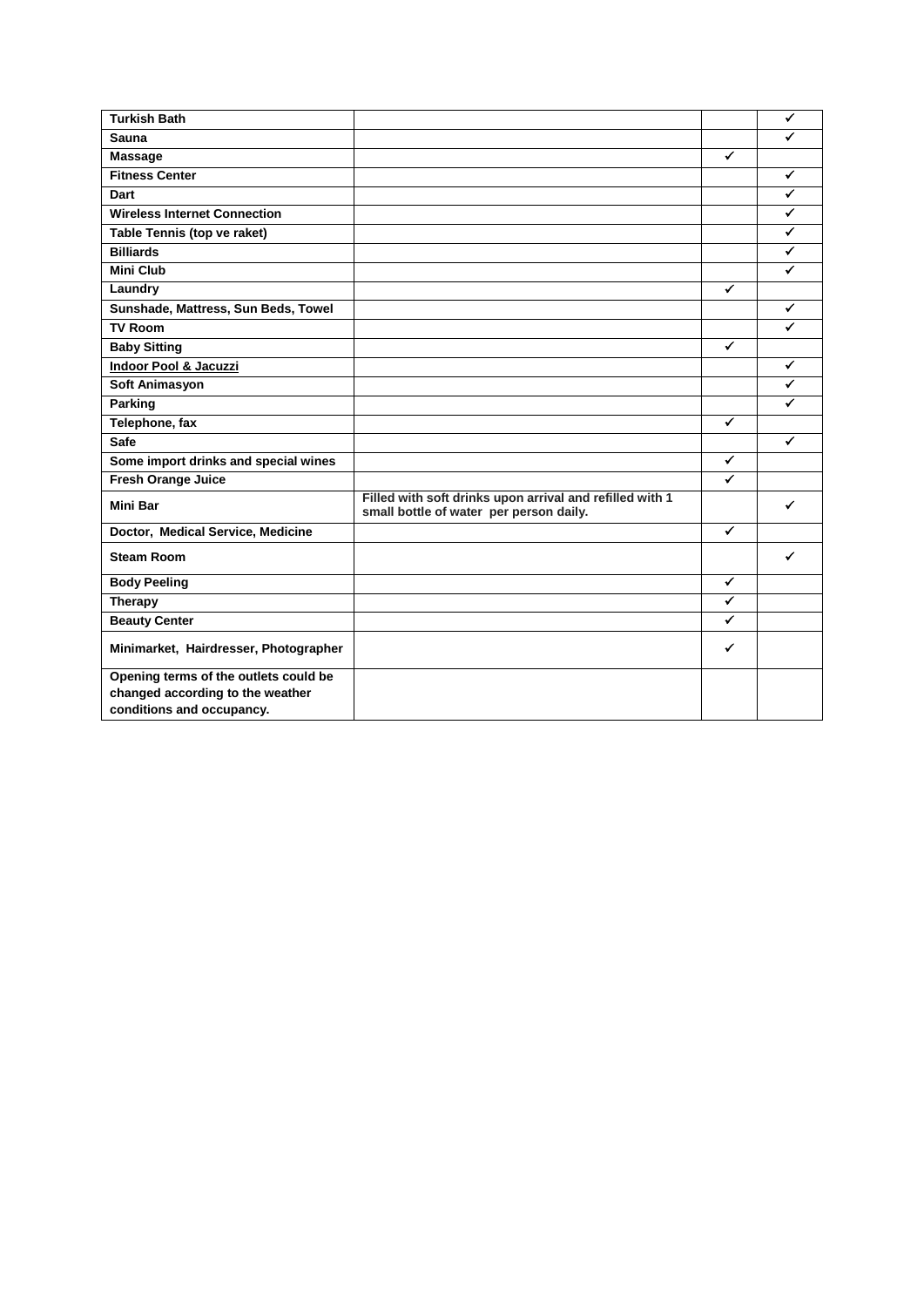| | | | |
|---|---|---|---|
| **Turkish Bath** | | | ✓ |
| **Sauna** | | | ✓ |
| **Massage** | | ✓ | |
| **Fitness Center** | | | ✓ |
| **Dart** | | | ✓ |
| **Wireless Internet Connection** | | | ✓ |
| **Table Tennis (top ve raket)** | | | ✓ |
| **Billiards** | | | ✓ |
| **Mini Club** | | | ✓ |
| **Laundry** | | ✓ | |
| **Sunshade, Mattress, Sun Beds, Towel** | | | ✓ |
| **TV Room** | | | ✓ |
| **Baby Sitting** | | ✓ | |
| **Indoor Pool & Jacuzzi** | | | ✓ |
| **Soft Animasyon** | | | ✓ |
| **Parking** | | | ✓ |
| **Telephone, fax** | | ✓ | |
| **Safe** | | | ✓ |
| **Some import drinks and special wines** | | ✓ | |
| **Fresh Orange Juice** | | ✓ | |
| **Mini Bar** | **Filled with soft drinks upon arrival and refilled with 1 small bottle of water per person daily.** | | ✓ |
| **Doctor, Medical Service, Medicine** | | ✓ | |
| **Steam Room** | | | ✓ |
| **Body Peeling** | | ✓ | |
| **Therapy** | | ✓ | |
| **Beauty Center** | | ✓ | |
| **Minimarket, Hairdresser, Photographer** | | ✓ | |
| **Opening terms of the outlets could be changed according to the weather conditions and occupancy.** | | | |